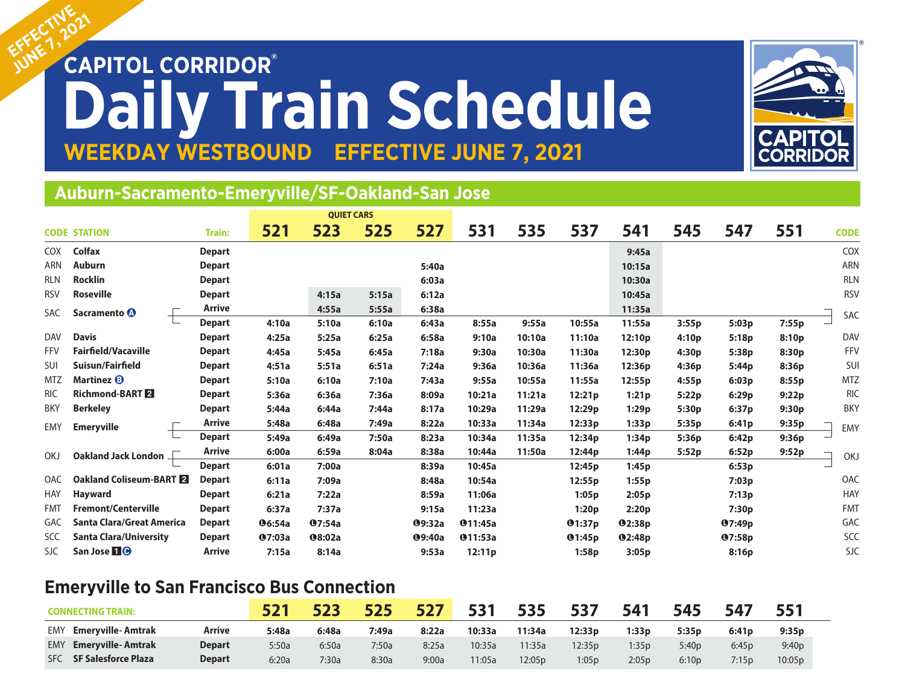EFFECTIVE JUNE 7, 2021

# CAPITOL CORRIDOR® Daily Train Schedule

## WEEKDAY WESTBOUND EFFECTIVE JUNE 7, 2021

CAPITOL CORRIDOR

## Auburn-Sacramento-Emeryville/SF-Oakland-San Jose

| CODE | STATION | Train: | 521 | 523 | 525 | 527 | 531 | 535 | 537 | 541 | 545 | 547 | 551 | CODE |
|---|---|---|---|---|---|---|---|---|---|---|---|---|---|---|
| | | | QUIET CARS | | | | | | | | | | | |
| COX | Colfax | Depart | | | | | | | | 9:45a | | | | COX |
| ARN | Auburn | Depart | | | | 5:40a | | | | 10:15a | | | | ARN |
| RLN | Rocklin | Depart | | | | 6:03a | | | | 10:30a | | | | RLN |
| RSV | Roseville | Depart | | 4:15a | 5:15a | 6:12a | | | | 10:45a | | | | RSV |
| SAC | Sacramento Ⓐ | Arrive | | 4:55a | 5:55a | 6:38a | | | | 11:35a | | | | SAC |
| | | Depart | 4:10a | 5:10a | 6:10a | 6:43a | 8:55a | 9:55a | 10:55a | 11:55a | 3:55p | 5:03p | 7:55p | |
| DAV | Davis | Depart | 4:25a | 5:25a | 6:25a | 6:58a | 9:10a | 10:10a | 11:10a | 12:10p | 4:10p | 5:18p | 8:10p | DAV |
| FFV | Fairfield/Vacaville | Depart | 4:45a | 5:45a | 6:45a | 7:18a | 9:30a | 10:30a | 11:30a | 12:30p | 4:30p | 5:38p | 8:30p | FFV |
| SUI | Suisun/Fairfield | Depart | 4:51a | 5:51a | 6:51a | 7:24a | 9:36a | 10:36a | 11:36a | 12:36p | 4:36p | 5:44p | 8:36p | SUI |
| MTZ | Martinez Ⓑ | Depart | 5:10a | 6:10a | 7:10a | 7:43a | 9:55a | 10:55a | 11:55a | 12:55p | 4:55p | 6:03p | 8:55p | MTZ |
| RIC | Richmond-BART 2 | Depart | 5:36a | 6:36a | 7:36a | 8:09a | 10:21a | 11:21a | 12:21p | 1:21p | 5:22p | 6:29p | 9:22p | RIC |
| BKY | Berkeley | Depart | 5:44a | 6:44a | 7:44a | 8:17a | 10:29a | 11:29a | 12:29p | 1:29p | 5:30p | 6:37p | 9:30p | BKY |
| EMY | Emeryville | Arrive | 5:48a | 6:48a | 7:49a | 8:22a | 10:33a | 11:34a | 12:33p | 1:33p | 5:35p | 6:41p | 9:35p | EMY |
| | | Depart | 5:49a | 6:49a | 7:50a | 8:23a | 10:34a | 11:35a | 12:34p | 1:34p | 5:36p | 6:42p | 9:36p | |
| OKJ | Oakland Jack London | Arrive | 6:00a | 6:59a | 8:04a | 8:38a | 10:44a | 11:50a | 12:44p | 1:44p | 5:52p | 6:52p | 9:52p | OKJ |
| | | Depart | 6:01a | 7:00a | | 8:39a | 10:45a | | 12:45p | 1:45p | | 6:53p | | |
| OAC | Oakland Coliseum-BART 2 | Depart | 6:11a | 7:09a | | 8:48a | 10:54a | | 12:55p | 1:55p | | 7:03p | | OAC |
| HAY | Hayward | Depart | 6:21a | 7:22a | | 8:59a | 11:06a | | 1:05p | 2:05p | | 7:13p | | HAY |
| FMT | Fremont/Centerville | Depart | 6:37a | 7:37a | | 9:15a | 11:23a | | 1:20p | 2:20p | | 7:30p | | FMT |
| GAC | Santa Clara/Great America | Depart | ❶6:54a | ❶7:54a | | ❶9:32a | ❶11:45a | | ❶1:37p | ❶2:38p | | ❶7:49p | | GAC |
| SCC | Santa Clara/University | Depart | ❶7:03a | ❶8:02a | | ❶9:40a | ❶11:53a | | ❶1:45p | ❶2:48p | | ❶7:58p | | SCC |
| SJC | San Jose 1 Ⓒ | Arrive | 7:15a | 8:14a | | 9:53a | 12:11p | | 1:58p | 3:05p | | 8:16p | | SJC |

## Emeryville to San Francisco Bus Connection

| CONNECTING TRAIN: | | | 521 | 523 | 525 | 527 | 531 | 535 | 537 | 541 | 545 | 547 | 551 |
|---|---|---|---|---|---|---|---|---|---|---|---|---|---|
| EMY | Emeryville- Amtrak | Arrive | 5:48a | 6:48a | 7:49a | 8:22a | 10:33a | 11:34a | 12:33p | 1:33p | 5:35p | 6:41p | 9:35p |
| EMY | Emeryville- Amtrak | Depart | 5:50a | 6:50a | 7:50a | 8:25a | 10:35a | 11:35a | 12:35p | 1:35p | 5:40p | 6:45p | 9:40p |
| SFC | SF Salesforce Plaza | Depart | 6:20a | 7:30a | 8:30a | 9:00a | 11:05a | 12:05p | 1:05p | 2:05p | 6:10p | 7:15p | 10:05p |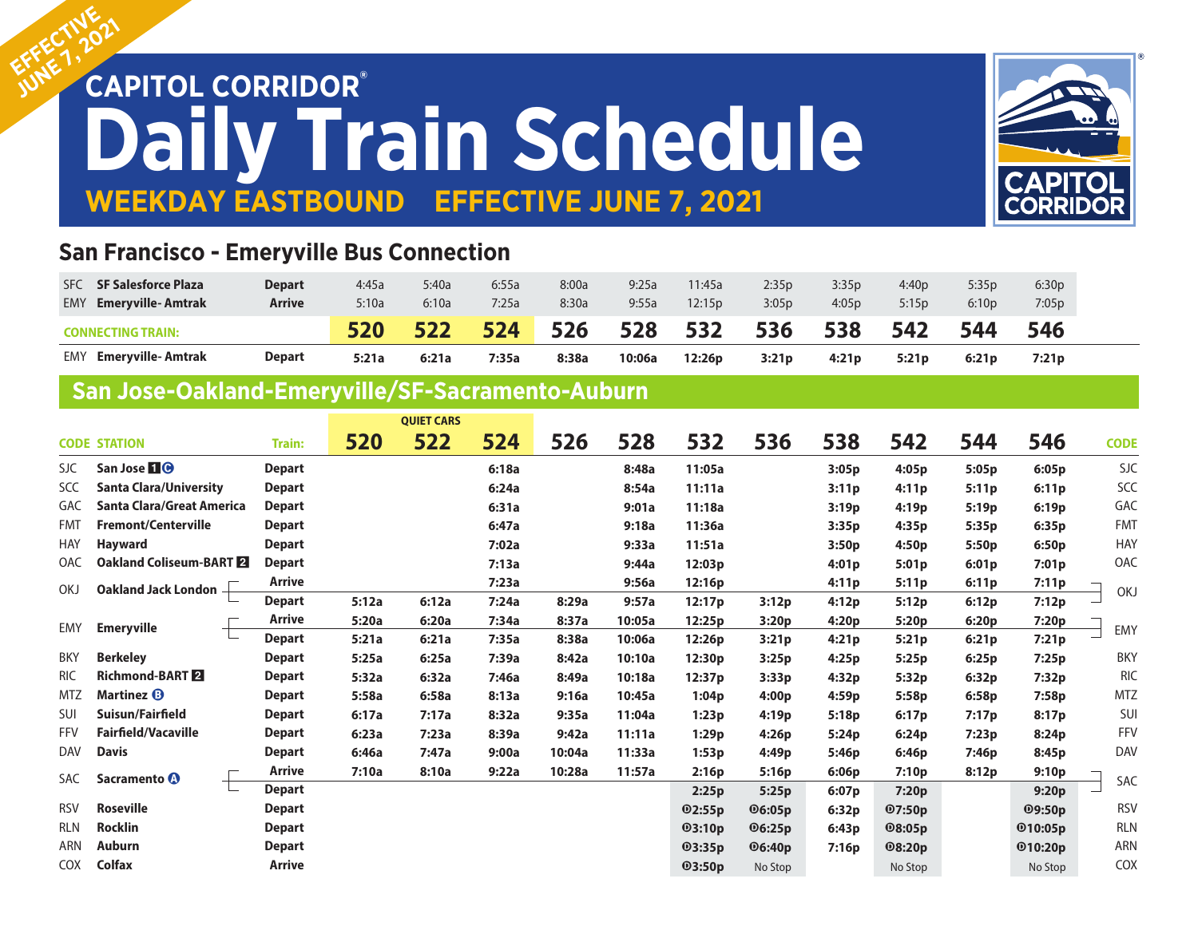EFFECTIVE JUNE 7, 2021

# CAPITOL CORRIDOR® Daily Train Schedule

## WEEKDAY EASTBOUND EFFECTIVE JUNE 7, 2021

### San Francisco - Emeryville Bus Connection

| | | | | | | | | | | | | | |
|---|---|---|---|---|---|---|---|---|---|---|---|---|---|
| SFC | SF Salesforce Plaza | Depart | 4:45a | 5:40a | 6:55a | 8:00a | 9:25a | 11:45a | 2:35p | 3:35p | 4:40p | 5:35p | 6:30p |
| EMY | Emeryville- Amtrak | Arrive | 5:10a | 6:10a | 7:25a | 8:30a | 9:55a | 12:15p | 3:05p | 4:05p | 5:15p | 6:10p | 7:05p |
| **CONNECTING TRAIN:** | | | **520** | **522** | **524** | **526** | **528** | **532** | **536** | **538** | **542** | **544** | **546** |
| EMY | Emeryville- Amtrak | Depart | 5:21a | 6:21a | 7:35a | 8:38a | 10:06a | 12:26p | 3:21p | 4:21p | 5:21p | 6:21p | 7:21p |

### San Jose-Oakland-Emeryville/SF-Sacramento-Auburn

| CODE | STATION | Train: | 520 | 522 (QUIET CARS) | 524 | 526 | 528 | 532 | 536 | 538 | 542 | 544 | 546 | CODE |
|---|---|---|---|---|---|---|---|---|---|---|---|---|---|---|
| SJC | San Jose 1 C | Depart | | | 6:18a | | 8:48a | 11:05a | | 3:05p | 4:05p | 5:05p | 6:05p | SJC |
| SCC | Santa Clara/University | Depart | | | 6:24a | | 8:54a | 11:11a | | 3:11p | 4:11p | 5:11p | 6:11p | SCC |
| GAC | Santa Clara/Great America | Depart | | | 6:31a | | 9:01a | 11:18a | | 3:19p | 4:19p | 5:19p | 6:19p | GAC |
| FMT | Fremont/Centerville | Depart | | | 6:47a | | 9:18a | 11:36a | | 3:35p | 4:35p | 5:35p | 6:35p | FMT |
| HAY | Hayward | Depart | | | 7:02a | | 9:33a | 11:51a | | 3:50p | 4:50p | 5:50p | 6:50p | HAY |
| OAC | Oakland Coliseum-BART 2 | Depart | | | 7:13a | | 9:44a | 12:03p | | 4:01p | 5:01p | 6:01p | 7:01p | OAC |
| OKJ | Oakland Jack London | Arrive | | | 7:23a | | 9:56a | 12:16p | | 4:11p | 5:11p | 6:11p | 7:11p | OKJ |
| | | Depart | 5:12a | 6:12a | 7:24a | 8:29a | 9:57a | 12:17p | 3:12p | 4:12p | 5:12p | 6:12p | 7:12p | |
| EMY | Emeryville | Arrive | 5:20a | 6:20a | 7:34a | 8:37a | 10:05a | 12:25p | 3:20p | 4:20p | 5:20p | 6:20p | 7:20p | EMY |
| | | Depart | 5:21a | 6:21a | 7:35a | 8:38a | 10:06a | 12:26p | 3:21p | 4:21p | 5:21p | 6:21p | 7:21p | |
| BKY | Berkeley | Depart | 5:25a | 6:25a | 7:39a | 8:42a | 10:10a | 12:30p | 3:25p | 4:25p | 5:25p | 6:25p | 7:25p | BKY |
| RIC | Richmond-BART 2 | Depart | 5:32a | 6:32a | 7:46a | 8:49a | 10:18a | 12:37p | 3:33p | 4:32p | 5:32p | 6:32p | 7:32p | RIC |
| MTZ | Martinez B | Depart | 5:58a | 6:58a | 8:13a | 9:16a | 10:45a | 1:04p | 4:00p | 4:59p | 5:58p | 6:58p | 7:58p | MTZ |
| SUI | Suisun/Fairfield | Depart | 6:17a | 7:17a | 8:32a | 9:35a | 11:04a | 1:23p | 4:19p | 5:18p | 6:17p | 7:17p | 8:17p | SUI |
| FFV | Fairfield/Vacaville | Depart | 6:23a | 7:23a | 8:39a | 9:42a | 11:11a | 1:29p | 4:26p | 5:24p | 6:24p | 7:23p | 8:24p | FFV |
| DAV | Davis | Depart | 6:46a | 7:47a | 9:00a | 10:04a | 11:33a | 1:53p | 4:49p | 5:46p | 6:46p | 7:46p | 8:45p | DAV |
| SAC | Sacramento A | Arrive | 7:10a | 8:10a | 9:22a | 10:28a | 11:57a | 2:16p | 5:16p | 6:06p | 7:10p | 8:12p | 9:10p | SAC |
| | | Depart | | | | | | 2:25p | 5:25p | 6:07p | 7:20p | | 9:20p | |
| RSV | Roseville | Depart | | | | | | D2:55p | D6:05p | 6:32p | D7:50p | | D9:50p | RSV |
| RLN | Rocklin | Depart | | | | | | D3:10p | D6:25p | 6:43p | D8:05p | | D10:05p | RLN |
| ARN | Auburn | Depart | | | | | | D3:35p | D6:40p | 7:16p | D8:20p | | D10:20p | ARN |
| COX | Colfax | Arrive | | | | | | D3:50p | No Stop | | No Stop | | No Stop | COX |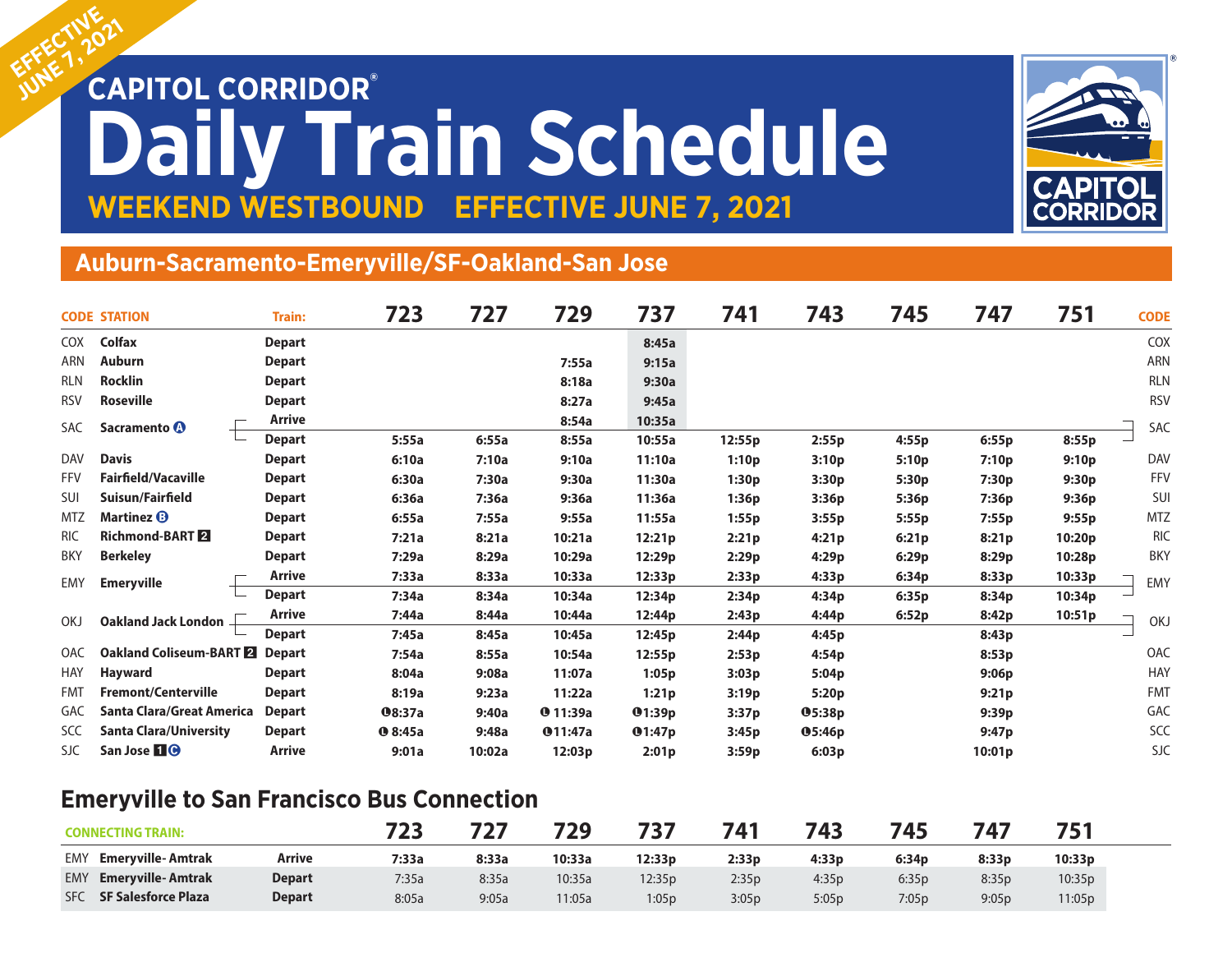EFFECTIVE JUNE 7, 2021

# CAPITOL CORRIDOR® Daily Train Schedule

## WEEKEND WESTBOUND EFFECTIVE JUNE 7, 2021

CAPITOL CORRIDOR

## Auburn-Sacramento-Emeryville/SF-Oakland-San Jose

| CODE | STATION | Train: | 723 | 727 | 729 | 737 | 741 | 743 | 745 | 747 | 751 | CODE |
|---|---|---|---|---|---|---|---|---|---|---|---|---|
| COX | Colfax | Depart | | | | 8:45a | | | | | | COX |
| ARN | Auburn | Depart | | | 7:55a | 9:15a | | | | | | ARN |
| RLN | Rocklin | Depart | | | 8:18a | 9:30a | | | | | | RLN |
| RSV | Roseville | Depart | | | 8:27a | 9:45a | | | | | | RSV |
| SAC | Sacramento Ⓐ | Arrive | | | 8:54a | 10:35a | | | | | | SAC |
| | | Depart | 5:55a | 6:55a | 8:55a | 10:55a | 12:55p | 2:55p | 4:55p | 6:55p | 8:55p | |
| DAV | Davis | Depart | 6:10a | 7:10a | 9:10a | 11:10a | 1:10p | 3:10p | 5:10p | 7:10p | 9:10p | DAV |
| FFV | Fairfield/Vacaville | Depart | 6:30a | 7:30a | 9:30a | 11:30a | 1:30p | 3:30p | 5:30p | 7:30p | 9:30p | FFV |
| SUI | Suisun/Fairfield | Depart | 6:36a | 7:36a | 9:36a | 11:36a | 1:36p | 3:36p | 5:36p | 7:36p | 9:36p | SUI |
| MTZ | Martinez Ⓑ | Depart | 6:55a | 7:55a | 9:55a | 11:55a | 1:55p | 3:55p | 5:55p | 7:55p | 9:55p | MTZ |
| RIC | Richmond-BART 2 | Depart | 7:21a | 8:21a | 10:21a | 12:21p | 2:21p | 4:21p | 6:21p | 8:21p | 10:20p | RIC |
| BKY | Berkeley | Depart | 7:29a | 8:29a | 10:29a | 12:29p | 2:29p | 4:29p | 6:29p | 8:29p | 10:28p | BKY |
| EMY | Emeryville | Arrive | 7:33a | 8:33a | 10:33a | 12:33p | 2:33p | 4:33p | 6:34p | 8:33p | 10:33p | EMY |
| | | Depart | 7:34a | 8:34a | 10:34a | 12:34p | 2:34p | 4:34p | 6:35p | 8:34p | 10:34p | |
| OKJ | Oakland Jack London | Arrive | 7:44a | 8:44a | 10:44a | 12:44p | 2:43p | 4:44p | 6:52p | 8:42p | 10:51p | OKJ |
| | | Depart | 7:45a | 8:45a | 10:45a | 12:45p | 2:44p | 4:45p | | 8:43p | | |
| OAC | Oakland Coliseum-BART 2 | Depart | 7:54a | 8:55a | 10:54a | 12:55p | 2:53p | 4:54p | | 8:53p | | OAC |
| HAY | Hayward | Depart | 8:04a | 9:08a | 11:07a | 1:05p | 3:03p | 5:04p | | 9:06p | | HAY |
| FMT | Fremont/Centerville | Depart | 8:19a | 9:23a | 11:22a | 1:21p | 3:19p | 5:20p | | 9:21p | | FMT |
| GAC | Santa Clara/Great America | Depart | ❶8:37a | 9:40a | ❶11:39a | ❶1:39p | 3:37p | ❶5:38p | | 9:39p | | GAC |
| SCC | Santa Clara/University | Depart | ❶8:45a | 9:48a | ❶11:47a | ❶1:47p | 3:45p | ❶5:46p | | 9:47p | | SCC |
| SJC | San Jose 1 Ⓒ | Arrive | 9:01a | 10:02a | 12:03p | 2:01p | 3:59p | 6:03p | | 10:01p | | SJC |

## Emeryville to San Francisco Bus Connection

| | CONNECTING TRAIN: | | 723 | 727 | 729 | 737 | 741 | 743 | 745 | 747 | 751 |
|---|---|---|---|---|---|---|---|---|---|---|---|
| EMY | Emeryville- Amtrak | Arrive | 7:33a | 8:33a | 10:33a | 12:33p | 2:33p | 4:33p | 6:34p | 8:33p | 10:33p |
| EMY | Emeryville- Amtrak | Depart | 7:35a | 8:35a | 10:35a | 12:35p | 2:35p | 4:35p | 6:35p | 8:35p | 10:35p |
| SFC | SF Salesforce Plaza | Depart | 8:05a | 9:05a | 11:05a | 1:05p | 3:05p | 5:05p | 7:05p | 9:05p | 11:05p |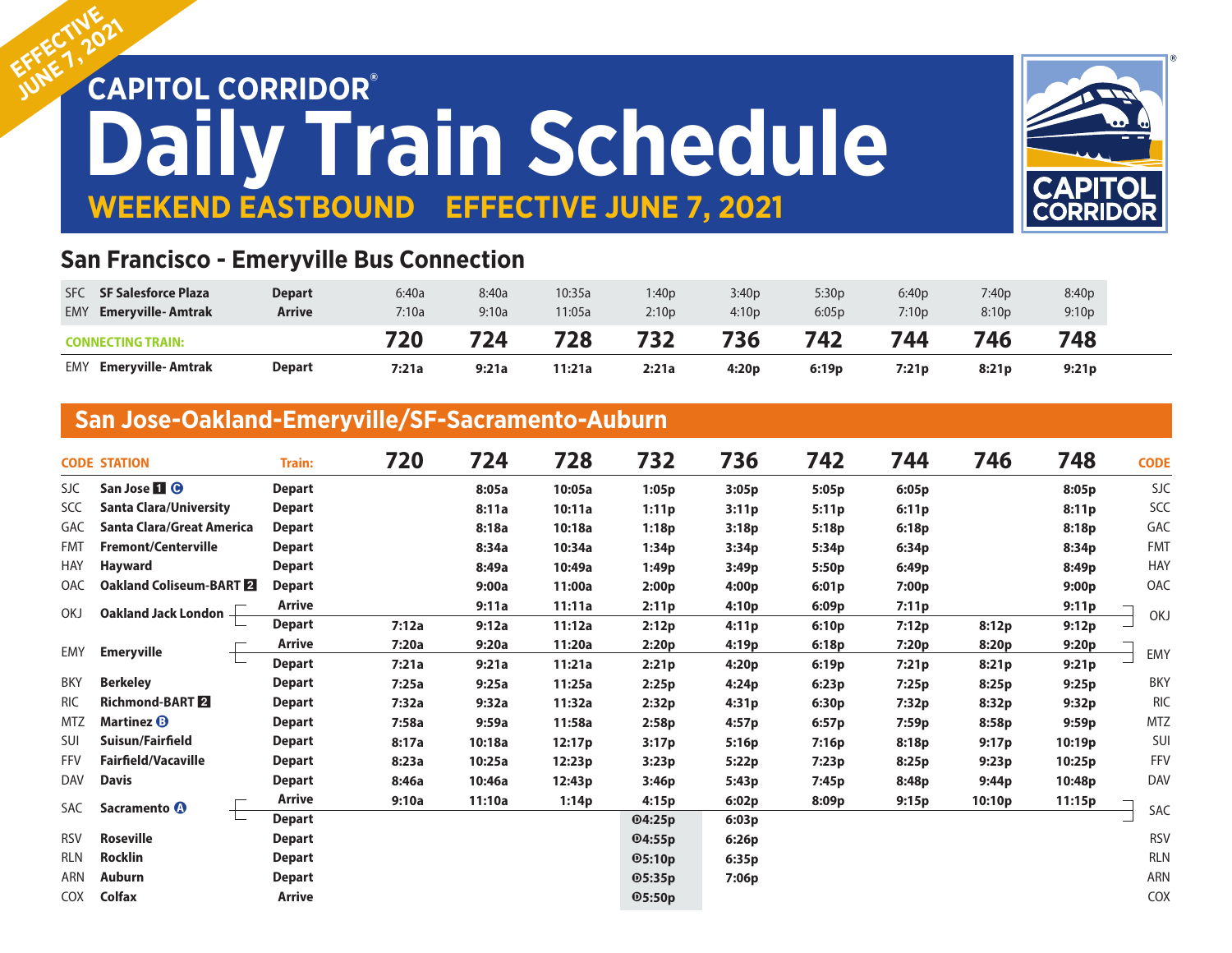EFFECTIVE JUNE 7, 2021

# CAPITOL CORRIDOR®
# Daily Train Schedule

**WEEKEND EASTBOUND   EFFECTIVE JUNE 7, 2021**

## San Francisco - Emeryville Bus Connection

| | | | | | | | | | | | |
|---|---|---|---|---|---|---|---|---|---|---|---|
| SFC | SF Salesforce Plaza | Depart | 6:40a | 8:40a | 10:35a | 1:40p | 3:40p | 5:30p | 6:40p | 7:40p | 8:40p |
| EMY | Emeryville- Amtrak | Arrive | 7:10a | 9:10a | 11:05a | 2:10p | 4:10p | 6:05p | 7:10p | 8:10p | 9:10p |
| **CONNECTING TRAIN:** | | | **720** | **724** | **728** | **732** | **736** | **742** | **744** | **746** | **748** |
| EMY | Emeryville- Amtrak | Depart | 7:21a | 9:21a | 11:21a | 2:21a | 4:20p | 6:19p | 7:21p | 8:21p | 9:21p |

## San Jose-Oakland-Emeryville/SF-Sacramento-Auburn

| CODE | STATION | Train: | 720 | 724 | 728 | 732 | 736 | 742 | 744 | 746 | 748 | CODE |
|---|---|---|---|---|---|---|---|---|---|---|---|---|
| SJC | San Jose 1 C | Depart | | 8:05a | 10:05a | 1:05p | 3:05p | 5:05p | 6:05p | | 8:05p | SJC |
| SCC | Santa Clara/University | Depart | | 8:11a | 10:11a | 1:11p | 3:11p | 5:11p | 6:11p | | 8:11p | SCC |
| GAC | Santa Clara/Great America | Depart | | 8:18a | 10:18a | 1:18p | 3:18p | 5:18p | 6:18p | | 8:18p | GAC |
| FMT | Fremont/Centerville | Depart | | 8:34a | 10:34a | 1:34p | 3:34p | 5:34p | 6:34p | | 8:34p | FMT |
| HAY | Hayward | Depart | | 8:49a | 10:49a | 1:49p | 3:49p | 5:50p | 6:49p | | 8:49p | HAY |
| OAC | Oakland Coliseum-BART 2 | Depart | | 9:00a | 11:00a | 2:00p | 4:00p | 6:01p | 7:00p | | 9:00p | OAC |
| OKJ | Oakland Jack London | Arrive | | 9:11a | 11:11a | 2:11p | 4:10p | 6:09p | 7:11p | | 9:11p | OKJ |
| | | Depart | 7:12a | 9:12a | 11:12a | 2:12p | 4:11p | 6:10p | 7:12p | 8:12p | 9:12p | |
| EMY | Emeryville | Arrive | 7:20a | 9:20a | 11:20a | 2:20p | 4:19p | 6:18p | 7:20p | 8:20p | 9:20p | EMY |
| | | Depart | 7:21a | 9:21a | 11:21a | 2:21p | 4:20p | 6:19p | 7:21p | 8:21p | 9:21p | |
| BKY | Berkeley | Depart | 7:25a | 9:25a | 11:25a | 2:25p | 4:24p | 6:23p | 7:25p | 8:25p | 9:25p | BKY |
| RIC | Richmond-BART 2 | Depart | 7:32a | 9:32a | 11:32a | 2:32p | 4:31p | 6:30p | 7:32p | 8:32p | 9:32p | RIC |
| MTZ | Martinez B | Depart | 7:58a | 9:59a | 11:58a | 2:58p | 4:57p | 6:57p | 7:59p | 8:58p | 9:59p | MTZ |
| SUI | Suisun/Fairfield | Depart | 8:17a | 10:18a | 12:17p | 3:17p | 5:16p | 7:16p | 8:18p | 9:17p | 10:19p | SUI |
| FFV | Fairfield/Vacaville | Depart | 8:23a | 10:25a | 12:23p | 3:23p | 5:22p | 7:23p | 8:25p | 9:23p | 10:25p | FFV |
| DAV | Davis | Depart | 8:46a | 10:46a | 12:43p | 3:46p | 5:43p | 7:45p | 8:48p | 9:44p | 10:48p | DAV |
| SAC | Sacramento A | Arrive | 9:10a | 11:10a | 1:14p | 4:15p | 6:02p | 8:09p | 9:15p | 10:10p | 11:15p | SAC |
| | | Depart | | | | Ⓓ4:25p | 6:03p | | | | | |
| RSV | Roseville | Depart | | | | Ⓓ4:55p | 6:26p | | | | | RSV |
| RLN | Rocklin | Depart | | | | Ⓓ5:10p | 6:35p | | | | | RLN |
| ARN | Auburn | Depart | | | | Ⓓ5:35p | 7:06p | | | | | ARN |
| COX | Colfax | Arrive | | | | Ⓓ5:50p | | | | | | COX |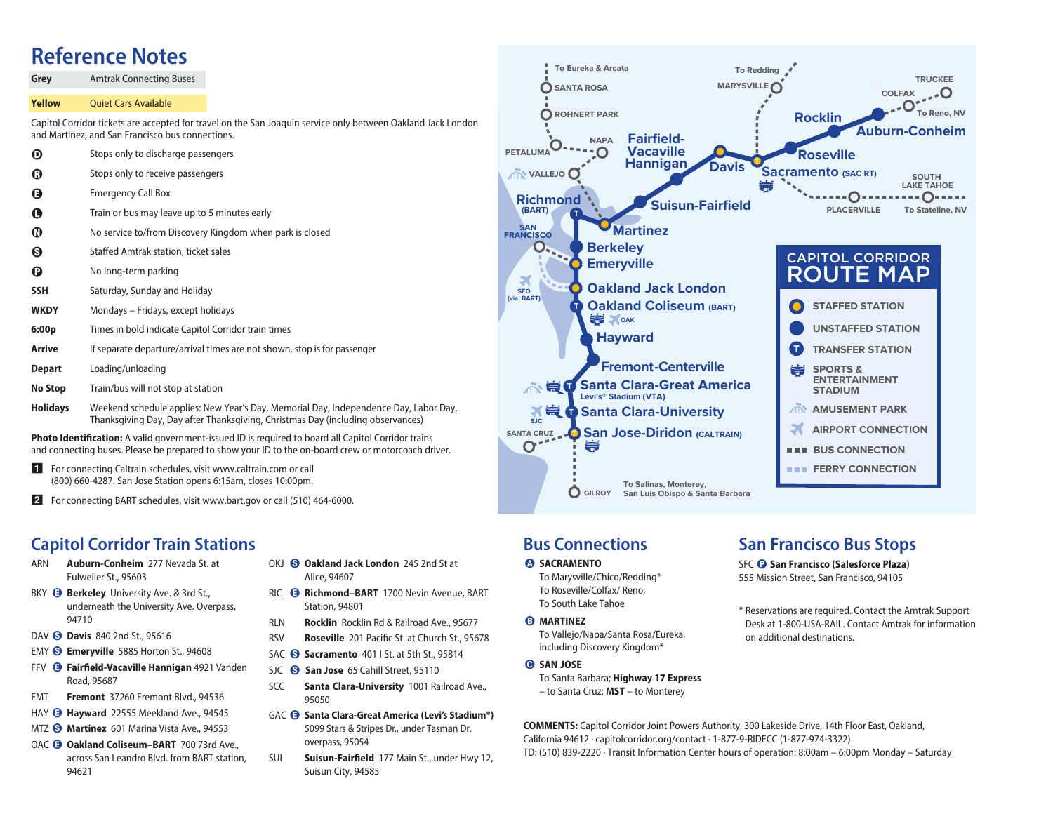# Reference Notes

| | |
|---|---|
| Grey | Amtrak Connecting Buses |
| Yellow | Quiet Cars Available |

Capitol Corridor tickets are accepted for travel on the San Joaquin service only between Oakland Jack London and Martinez, and San Francisco bus connections.

| | |
|---|---|
| D | Stops only to discharge passengers |
| R | Stops only to receive passengers |
| E | Emergency Call Box |
| L | Train or bus may leave up to 5 minutes early |
| N | No service to/from Discovery Kingdom when park is closed |
| S | Staffed Amtrak station, ticket sales |
| P | No long-term parking |
| SSH | Saturday, Sunday and Holiday |
| WKDY | Mondays – Fridays, except holidays |
| **6:00p** | Times in bold indicate Capitol Corridor train times |
| Arrive | If separate departure/arrival times are not shown, stop is for passenger |
| Depart | Loading/unloading |
| No Stop | Train/bus will not stop at station |
| Holidays | Weekend schedule applies: New Year's Day, Memorial Day, Independence Day, Labor Day, Thanksgiving Day, Day after Thanksgiving, Christmas Day (including observances) |

**Photo Identification:** A valid government-issued ID is required to board all Capitol Corridor trains and connecting buses. Please be prepared to show your ID to the on-board crew or motorcoach driver.

1 For connecting Caltrain schedules, visit www.caltrain.com or call (800) 660-4287. San Jose Station opens 6:15am, closes 10:00pm.

2 For connecting BART schedules, visit www.bart.gov or call (510) 464-6000.

To Eureka & Arcata
SANTA ROSA
ROHNERT PARK
PETALUMA
NAPA
VALLEJO
Fairfield-Vacaville Hannigan
Davis
To Redding
MARYSVILLE
Rocklin
Roseville
Sacramento (SAC RT)
Auburn-Conheim
COLFAX
TRUCKEE
To Reno, NV
SOUTH LAKE TAHOE
PLACERVILLE
To Stateline, NV
Richmond (BART)
Suisun-Fairfield
Martinez
SAN FRANCISCO
Berkeley
Emeryville
SFO (via BART)
Oakland Jack London
Oakland Coliseum (BART)
OAK
Hayward
Fremont-Centerville
Santa Clara-Great America
Levi's® Stadium (VTA)
Santa Clara-University
SJC
SANTA CRUZ
San Jose-Diridon (CALTRAIN)
GILROY
To Salinas, Monterey, San Luis Obispo & Santa Barbara

## CAPITOL CORRIDOR ROUTE MAP

STAFFED STATION
UNSTAFFED STATION
TRANSFER STATION
SPORTS & ENTERTAINMENT STADIUM
AMUSEMENT PARK
AIRPORT CONNECTION
BUS CONNECTION
FERRY CONNECTION

## Capitol Corridor Train Stations

ARN **Auburn-Conheim** 277 Nevada St. at Fulweiler St., 95603

BKY E **Berkeley** University Ave. & 3rd St., underneath the University Ave. Overpass, 94710

DAV S **Davis** 840 2nd St., 95616

EMY S **Emeryville** 5885 Horton St., 94608

FFV E **Fairfield-Vacaville Hannigan** 4921 Vanden Road, 95687

FMT **Fremont** 37260 Fremont Blvd., 94536

HAY E **Hayward** 22555 Meekland Ave., 94545

MTZ S **Martinez** 601 Marina Vista Ave., 94553

OAC E **Oakland Coliseum–BART** 700 73rd Ave., across San Leandro Blvd. from BART station, 94621

OKJ S **Oakland Jack London** 245 2nd St at Alice, 94607

RIC E **Richmond–BART** 1700 Nevin Avenue, BART Station, 94801

RLN **Rocklin** Rocklin Rd & Railroad Ave., 95677

RSV **Roseville** 201 Pacific St. at Church St., 95678

SAC S **Sacramento** 401 I St. at 5th St., 95814

SJC S **San Jose** 65 Cahill Street, 95110

SCC **Santa Clara-University** 1001 Railroad Ave., 95050

GAC E **Santa Clara-Great America (Levi's Stadium®)** 5099 Stars & Stripes Dr., under Tasman Dr. overpass, 95054

SUI **Suisun-Fairfield** 177 Main St., under Hwy 12, Suisun City, 94585

## Bus Connections

**A SACRAMENTO**
To Marysville/Chico/Redding*
To Roseville/Colfax/ Reno;
To South Lake Tahoe

**B MARTINEZ**
To Vallejo/Napa/Santa Rosa/Eureka, including Discovery Kingdom*

**C SAN JOSE**
To Santa Barbara; **Highway 17 Express** – to Santa Cruz; **MST** – to Monterey

## San Francisco Bus Stops

SFC P **San Francisco (Salesforce Plaza)**
555 Mission Street, San Francisco, 94105

\* Reservations are required. Contact the Amtrak Support Desk at 1-800-USA-RAIL. Contact Amtrak for information on additional destinations.

**COMMENTS:** Capitol Corridor Joint Powers Authority, 300 Lakeside Drive, 14th Floor East, Oakland, California 94612 · capitolcorridor.org/contact · 1-877-9-RIDECC (1-877-974-3322)
TD: (510) 839-2220 · Transit Information Center hours of operation: 8:00am – 6:00pm Monday – Saturday